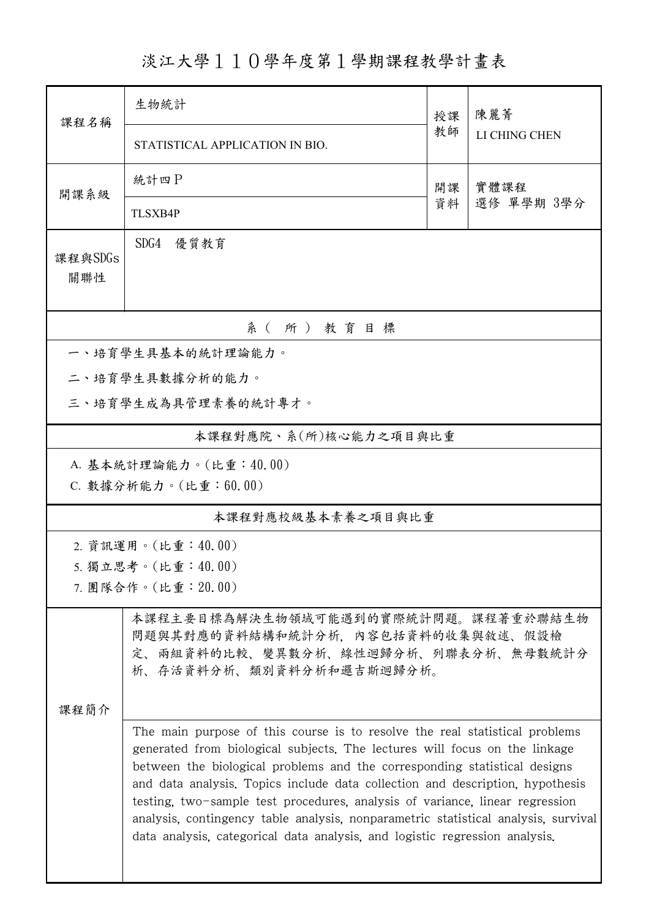# 淡江大學１１０學年度第１學期課程教學計畫表

| 課程名稱 | 生物統計 | 授課教師 | 陳麗菁 |
|---|---|---|---|
| | STATISTICAL APPLICATION IN BIO. | | LI CHING CHEN |
| 開課系級 | 統計四P | 開課資料 | 實體課程<br>選修 單學期 3學分 |
| | TLSXB4P | | |
| 課程與SDGs關聯性 | SDG4　優質教育 | | |

## 系（所）教育目標

一、培育學生具基本的統計理論能力。

二、培育學生具數據分析的能力。

三、培育學生成為具管理素養的統計專才。

## 本課程對應院、系(所)核心能力之項目與比重

A. 基本統計理論能力。(比重：40.00)

C. 數據分析能力。(比重：60.00)

## 本課程對應校級基本素養之項目與比重

2. 資訊運用。(比重：40.00)

5. 獨立思考。(比重：40.00)

7. 團隊合作。(比重：20.00)

## 課程簡介

本課程主要目標為解決生物領域可能遇到的實際統計問題。課程著重於聯結生物問題與其對應的資料結構和統計分析，內容包括資料的收集與敘述、假設檢定、兩組資料的比較、變異數分析、線性迴歸分析、列聯表分析、無母數統計分析、存活資料分析、類別資料分析和邏吉斯迴歸分析。

The main purpose of this course is to resolve the real statistical problems generated from biological subjects. The lectures will focus on the linkage between the biological problems and the corresponding statistical designs and data analysis. Topics include data collection and description, hypothesis testing, two-sample test procedures, analysis of variance, linear regression analysis, contingency table analysis, nonparametric statistical analysis, survival data analysis, categorical data analysis, and logistic regression analysis.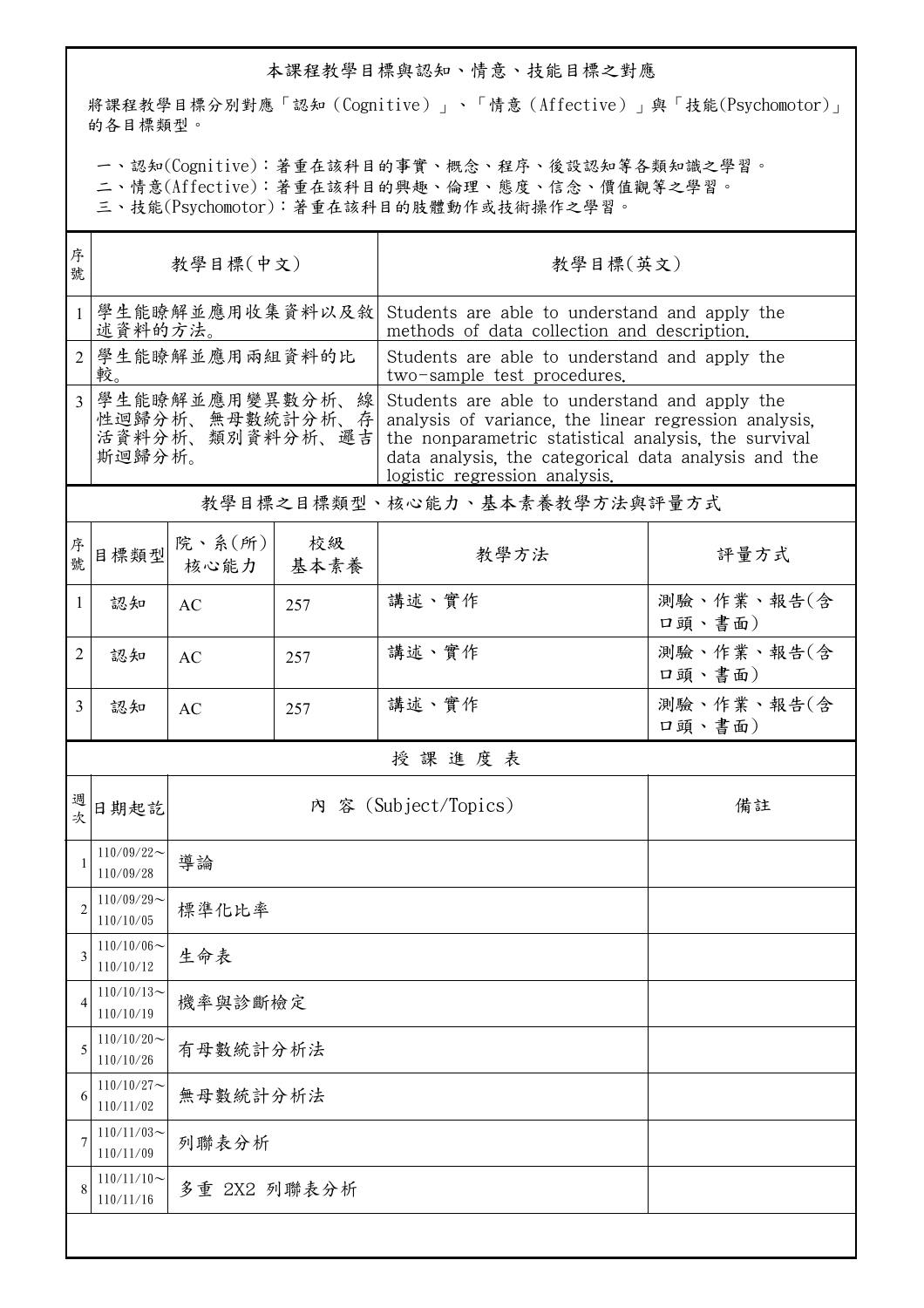## 本課程教學目標與認知、情意、技能目標之對應

將課程教學目標分別對應「認知（Cognitive）」、「情意（Affective）」與「技能(Psychomotor)」的各目標類型。

一、認知(Cognitive)：著重在該科目的事實、概念、程序、後設認知等各類知識之學習。
二、情意(Affective)：著重在該科目的興趣、倫理、態度、信念、價值觀等之學習。
三、技能(Psychomotor)：著重在該科目的肢體動作或技術操作之學習。

| 序號 | 教學目標(中文) | 教學目標(英文) |
|---|---|---|
| 1 | 學生能瞭解並應用收集資料以及敘述資料的方法。 | Students are able to understand and apply the methods of data collection and description. |
| 2 | 學生能瞭解並應用兩組資料的比較。 | Students are able to understand and apply the two-sample test procedures. |
| 3 | 學生能瞭解並應用變異數分析、線性迴歸分析、無母數統計分析、存活資料分析、類別資料分析、邏吉斯迴歸分析。 | Students are able to understand and apply the analysis of variance, the linear regression analysis, the nonparametric statistical analysis, the survival data analysis, the categorical data analysis and the logistic regression analysis. |

## 教學目標之目標類型、核心能力、基本素養教學方法與評量方式

| 序號 | 目標類型 | 院、系(所)核心能力 | 校級基本素養 | 教學方法 | 評量方式 |
|---|---|---|---|---|---|
| 1 | 認知 | AC | 257 | 講述、實作 | 測驗、作業、報告(含口頭、書面) |
| 2 | 認知 | AC | 257 | 講述、實作 | 測驗、作業、報告(含口頭、書面) |
| 3 | 認知 | AC | 257 | 講述、實作 | 測驗、作業、報告(含口頭、書面) |

## 授課進度表

| 週次 | 日期起訖 | 內 容 (Subject/Topics) | 備註 |
|---|---|---|---|
| 1 | 110/09/22～110/09/28 | 導論 | |
| 2 | 110/09/29～110/10/05 | 標準化比率 | |
| 3 | 110/10/06～110/10/12 | 生命表 | |
| 4 | 110/10/13～110/10/19 | 機率與診斷檢定 | |
| 5 | 110/10/20～110/10/26 | 有母數統計分析法 | |
| 6 | 110/10/27～110/11/02 | 無母數統計分析法 | |
| 7 | 110/11/03～110/11/09 | 列聯表分析 | |
| 8 | 110/11/10～110/11/16 | 多重 2X2 列聯表分析 | |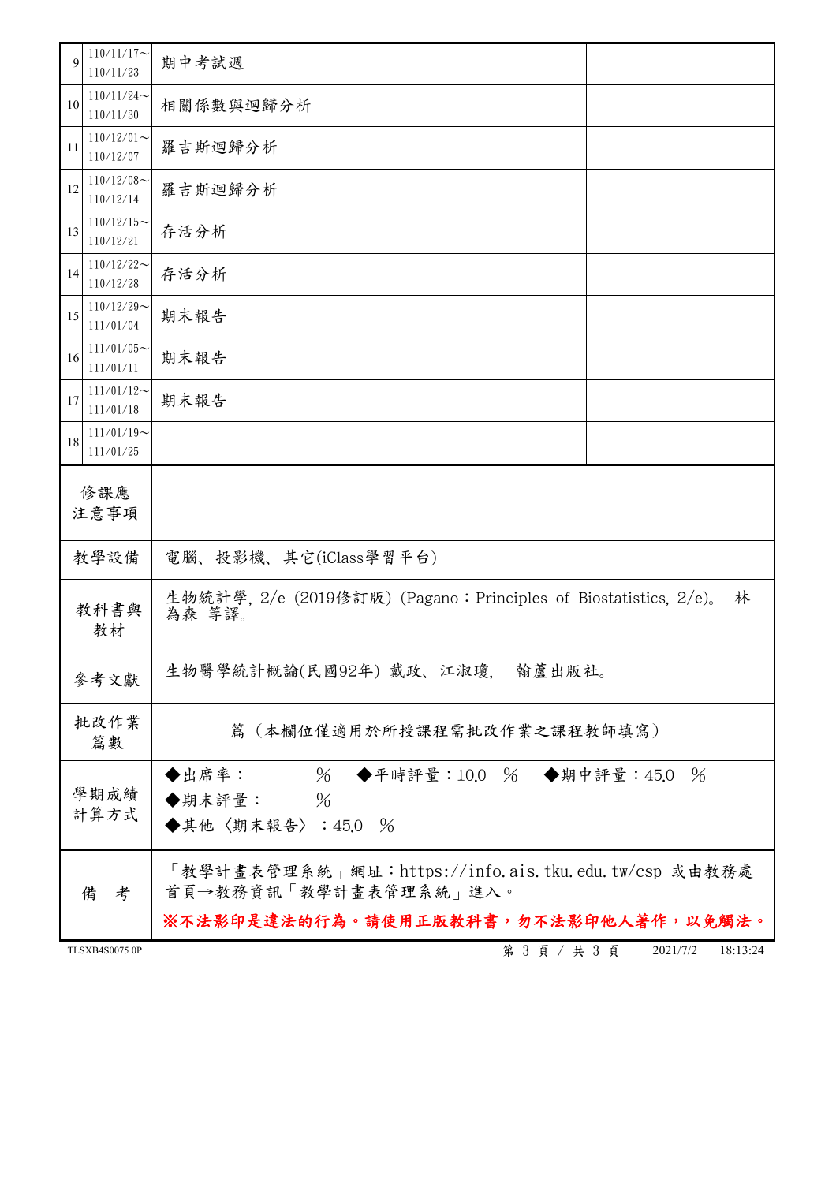| | | | |
|---|---|---|---|
| 9 | 110/11/17～110/11/23 | 期中考試週 | |
| 10 | 110/11/24～110/11/30 | 相關係數與迴歸分析 | |
| 11 | 110/12/01～110/12/07 | 羅吉斯迴歸分析 | |
| 12 | 110/12/08～110/12/14 | 羅吉斯迴歸分析 | |
| 13 | 110/12/15～110/12/21 | 存活分析 | |
| 14 | 110/12/22～110/12/28 | 存活分析 | |
| 15 | 110/12/29～111/01/04 | 期末報告 | |
| 16 | 111/01/05～111/01/11 | 期末報告 | |
| 17 | 111/01/12～111/01/18 | 期末報告 | |
| 18 | 111/01/19～111/01/25 | | |

| | |
|---|---|
| 修課應注意事項 | |
| 教學設備 | 電腦、投影機、其它(iClass學習平台) |
| 教科書與教材 | 生物統計學, 2/e (2019修訂版) (Pagano：Principles of Biostatistics, 2/e)。 林為森 等譯。 |
| 參考文獻 | 生物醫學統計概論(民國92年) 戴政、江淑瓊, 翰蘆出版社。 |
| 批改作業篇數 | 篇（本欄位僅適用於所授課程需批改作業之課程教師填寫） |
| 學期成績計算方式 | ◆出席率： ％ ◆平時評量：10.0 ％ ◆期中評量：45.0 ％<br>◆期末評量： ％<br>◆其他〈期末報告〉：45.0 ％ |
| 備　考 | 「教學計畫表管理系統」網址：https://info.ais.tku.edu.tw/csp 或由教務處首頁→教務資訊「教學計畫表管理系統」進入。<br>**※不法影印是違法的行為。請使用正版教科書，勿不法影印他人著作，以免觸法。** |

TLSXB4S0075 0P　　2021/7/2　18:13:24